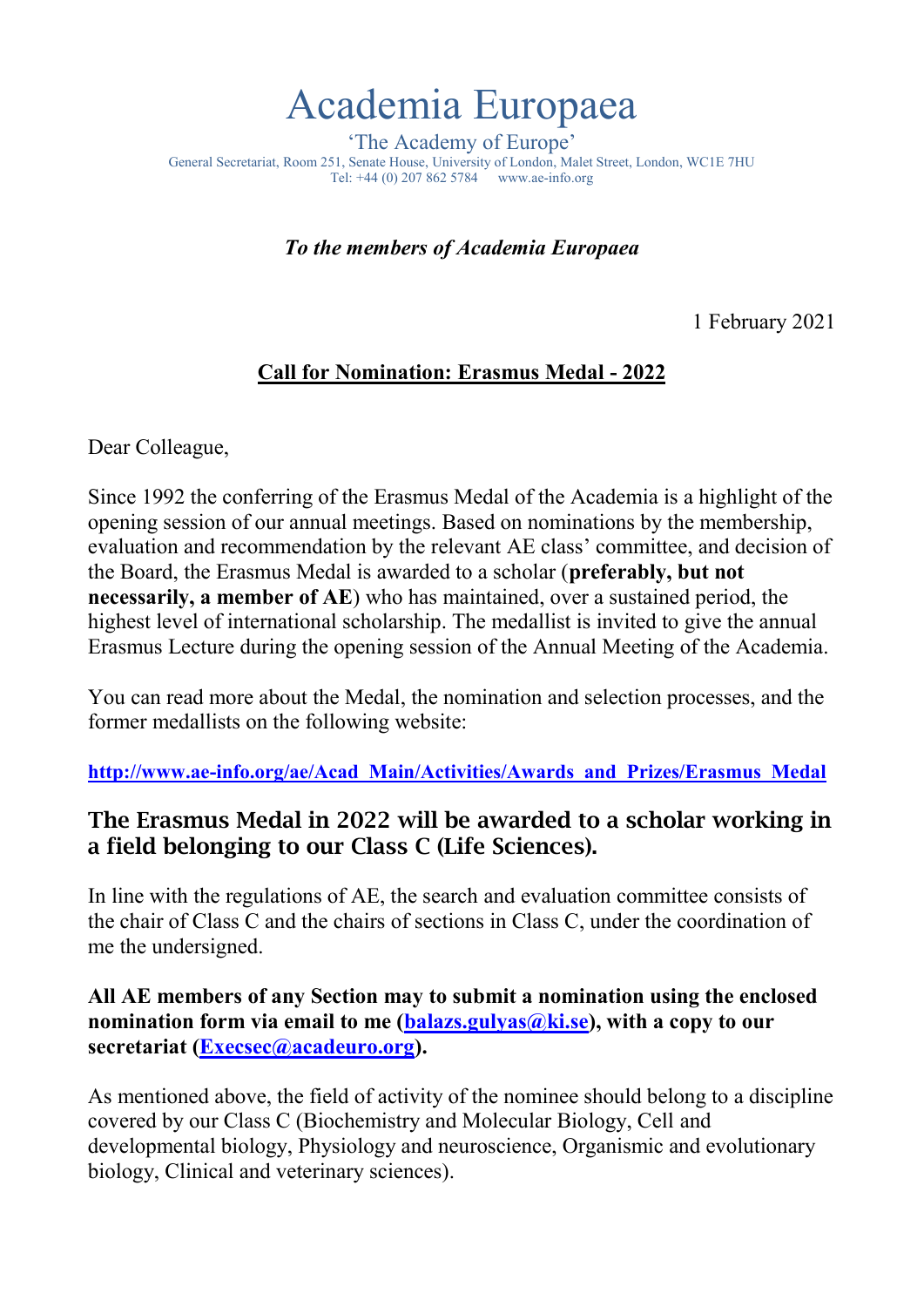# Academia Europaea

'The Academy of Europe'

General Secretariat, Room 251, Senate House, University of London, Malet Street, London, WC1E 7HU
Tel: +44 (0) 207 862 5784  www.ae-info.org

***To the members of Academia Europaea***

1 February 2021

**Call for Nomination: Erasmus Medal - 2022**

Dear Colleague,

Since 1992 the conferring of the Erasmus Medal of the Academia is a highlight of the opening session of our annual meetings. Based on nominations by the membership, evaluation and recommendation by the relevant AE class' committee, and decision of the Board, the Erasmus Medal is awarded to a scholar (**preferably, but not necessarily, a member of AE**) who has maintained, over a sustained period, the highest level of international scholarship. The medallist is invited to give the annual Erasmus Lecture during the opening session of the Annual Meeting of the Academia.

You can read more about the Medal, the nomination and selection processes, and the former medallists on the following website:

**http://www.ae-info.org/ae/Acad_Main/Activities/Awards_and_Prizes/Erasmus_Medal**

## The Erasmus Medal in 2022 will be awarded to a scholar working in a field belonging to our Class C (Life Sciences).

In line with the regulations of AE, the search and evaluation committee consists of the chair of Class C and the chairs of sections in Class C, under the coordination of me the undersigned.

**All AE members of any Section may to submit a nomination using the enclosed nomination form via email to me (balazs.gulyas@ki.se), with a copy to our secretariat (Execsec@acadeuro.org).**

As mentioned above, the field of activity of the nominee should belong to a discipline covered by our Class C (Biochemistry and Molecular Biology, Cell and developmental biology, Physiology and neuroscience, Organismic and evolutionary biology, Clinical and veterinary sciences).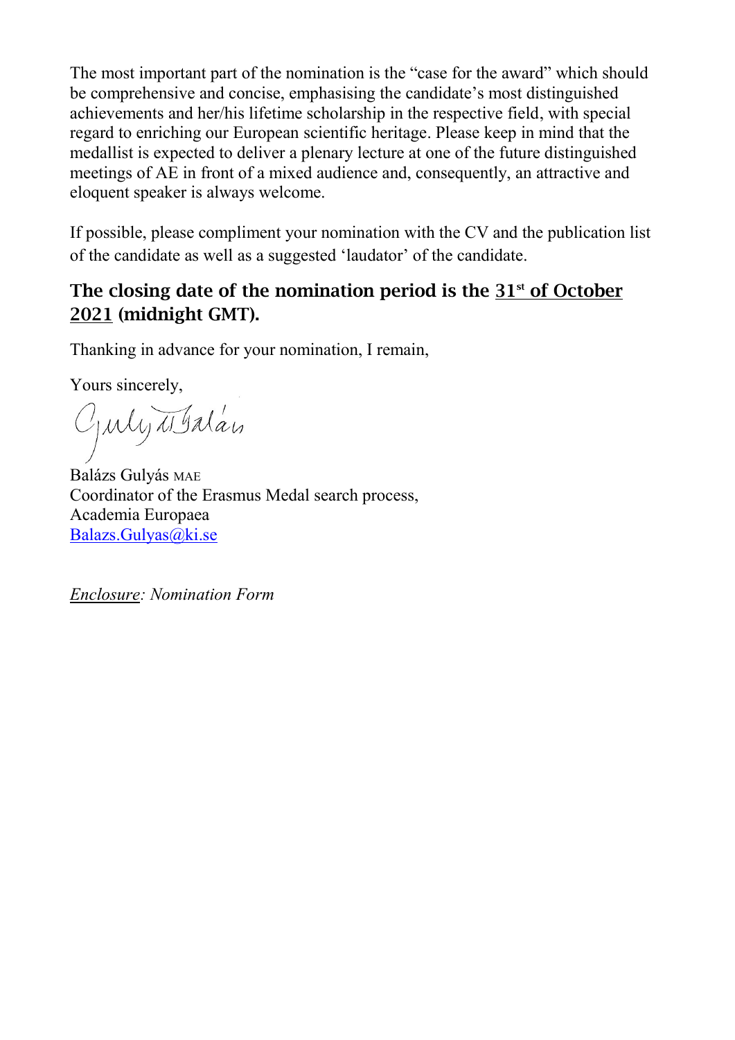The most important part of the nomination is the "case for the award" which should be comprehensive and concise, emphasising the candidate's most distinguished achievements and her/his lifetime scholarship in the respective field, with special regard to enriching our European scientific heritage. Please keep in mind that the medallist is expected to deliver a plenary lecture at one of the future distinguished meetings of AE in front of a mixed audience and, consequently, an attractive and eloquent speaker is always welcome.

If possible, please compliment your nomination with the CV and the publication list of the candidate as well as a suggested 'laudator' of the candidate.

**The closing date of the nomination period is the 31st of October 2021 (midnight GMT).**

Thanking in advance for your nomination, I remain,

Yours sincerely,

Balázs Gulyás MAE
Coordinator of the Erasmus Medal search process,
Academia Europaea
Balazs.Gulyas@ki.se

*Enclosure: Nomination Form*